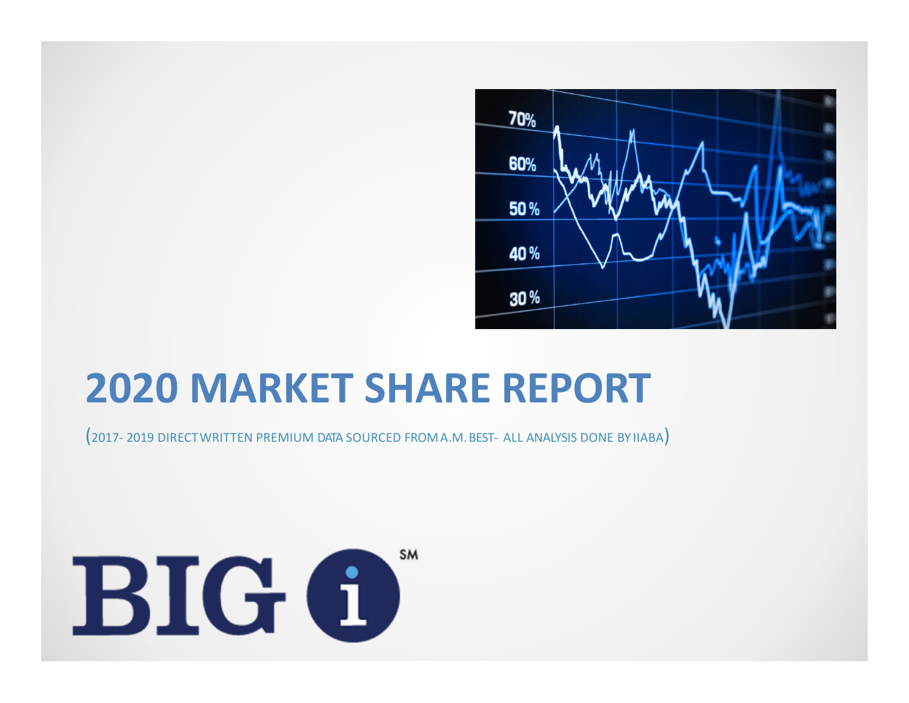# 2020 MARKET SHARE REPORT

(2017- 2019 DIRECT WRITTEN PREMIUM DATA SOURCED FROM A.M. BEST- ALL ANALYSIS DONE BY IIABA)

BIG I[SM]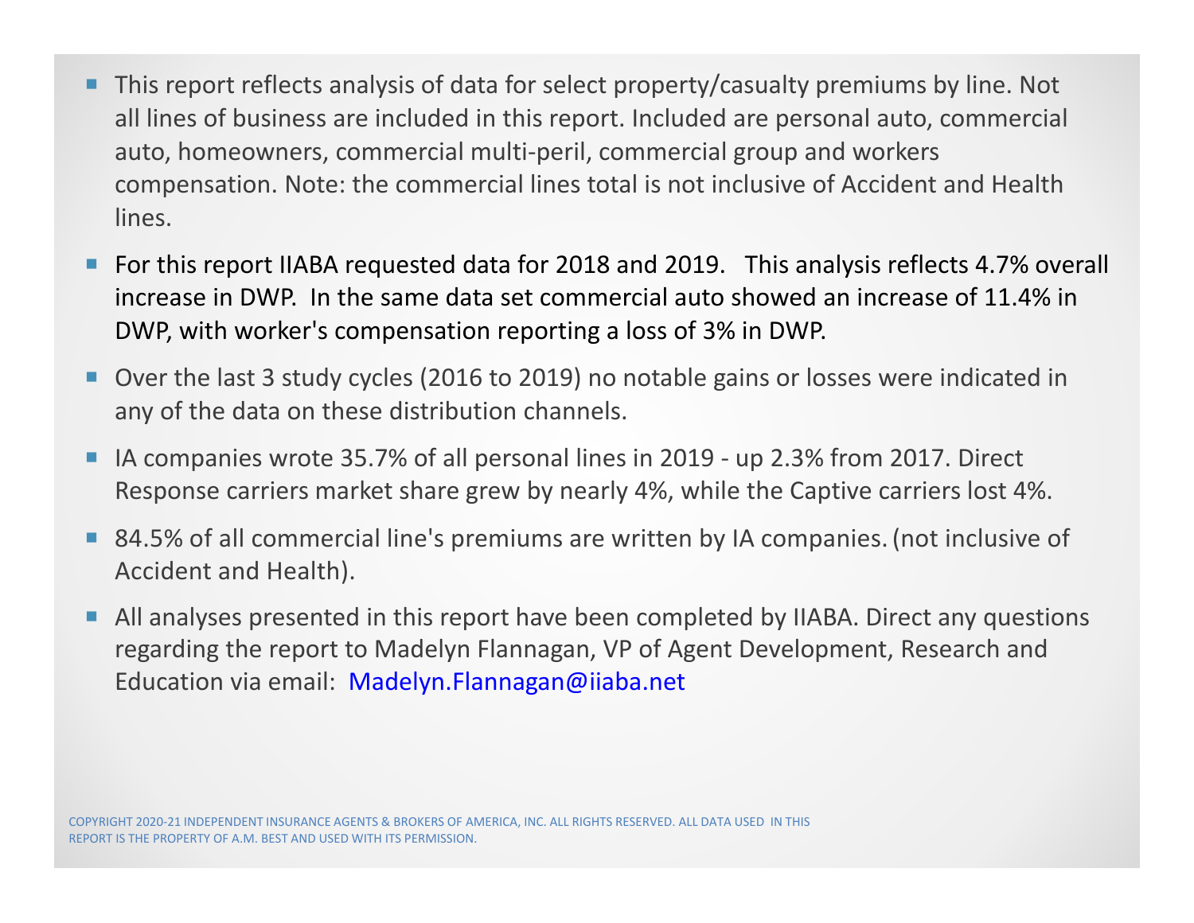- This report reflects analysis of data for select property/casualty premiums by line. Not all lines of business are included in this report. Included are personal auto, commercial auto, homeowners, commercial multi-peril, commercial group and workers compensation. Note: the commercial lines total is not inclusive of Accident and Health lines.
- For this report IIABA requested data for 2018 and 2019. This analysis reflects 4.7% overall increase in DWP. In the same data set commercial auto showed an increase of 11.4% in DWP, with worker's compensation reporting a loss of 3% in DWP.
- Over the last 3 study cycles (2016 to 2019) no notable gains or losses were indicated in any of the data on these distribution channels.
- IA companies wrote 35.7% of all personal lines in 2019 - up 2.3% from 2017. Direct Response carriers market share grew by nearly 4%, while the Captive carriers lost 4%.
- 84.5% of all commercial line's premiums are written by IA companies. (not inclusive of Accident and Health).
- All analyses presented in this report have been completed by IIABA. Direct any questions regarding the report to Madelyn Flannagan, VP of Agent Development, Research and Education via email: Madelyn.Flannagan@iiaba.net

COPYRIGHT 2020-21 INDEPENDENT INSURANCE AGENTS & BROKERS OF AMERICA, INC. ALL RIGHTS RESERVED. ALL DATA USED IN THIS REPORT IS THE PROPERTY OF A.M. BEST AND USED WITH ITS PERMISSION.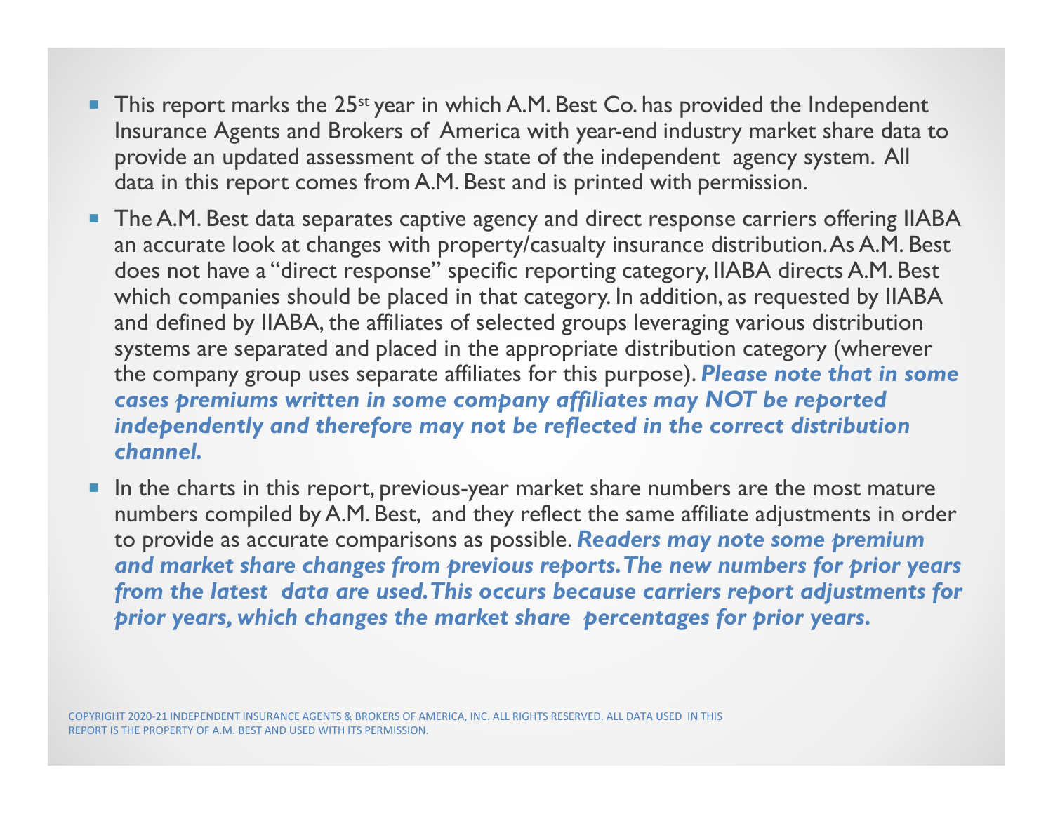- This report marks the 25th year in which A.M. Best Co. has provided the Independent Insurance Agents and Brokers of America with year-end industry market share data to provide an updated assessment of the state of the independent agency system. All data in this report comes from A.M. Best and is printed with permission.
- The A.M. Best data separates captive agency and direct response carriers offering IIABA an accurate look at changes with property/casualty insurance distribution. As A.M. Best does not have a "direct response" specific reporting category, IIABA directs A.M. Best which companies should be placed in that category. In addition, as requested by IIABA and defined by IIABA, the affiliates of selected groups leveraging various distribution systems are separated and placed in the appropriate distribution category (wherever the company group uses separate affiliates for this purpose). ***Please note that in some cases premiums written in some company affiliates may NOT be reported independently and therefore may not be reflected in the correct distribution channel.***
- In the charts in this report, previous-year market share numbers are the most mature numbers compiled by A.M. Best, and they reflect the same affiliate adjustments in order to provide as accurate comparisons as possible. ***Readers may note some premium and market share changes from previous reports. The new numbers for prior years from the latest data are used. This occurs because carriers report adjustments for prior years, which changes the market share percentages for prior years.***

COPYRIGHT 2020-21 INDEPENDENT INSURANCE AGENTS & BROKERS OF AMERICA, INC. ALL RIGHTS RESERVED. ALL DATA USED IN THIS REPORT IS THE PROPERTY OF A.M. BEST AND USED WITH ITS PERMISSION.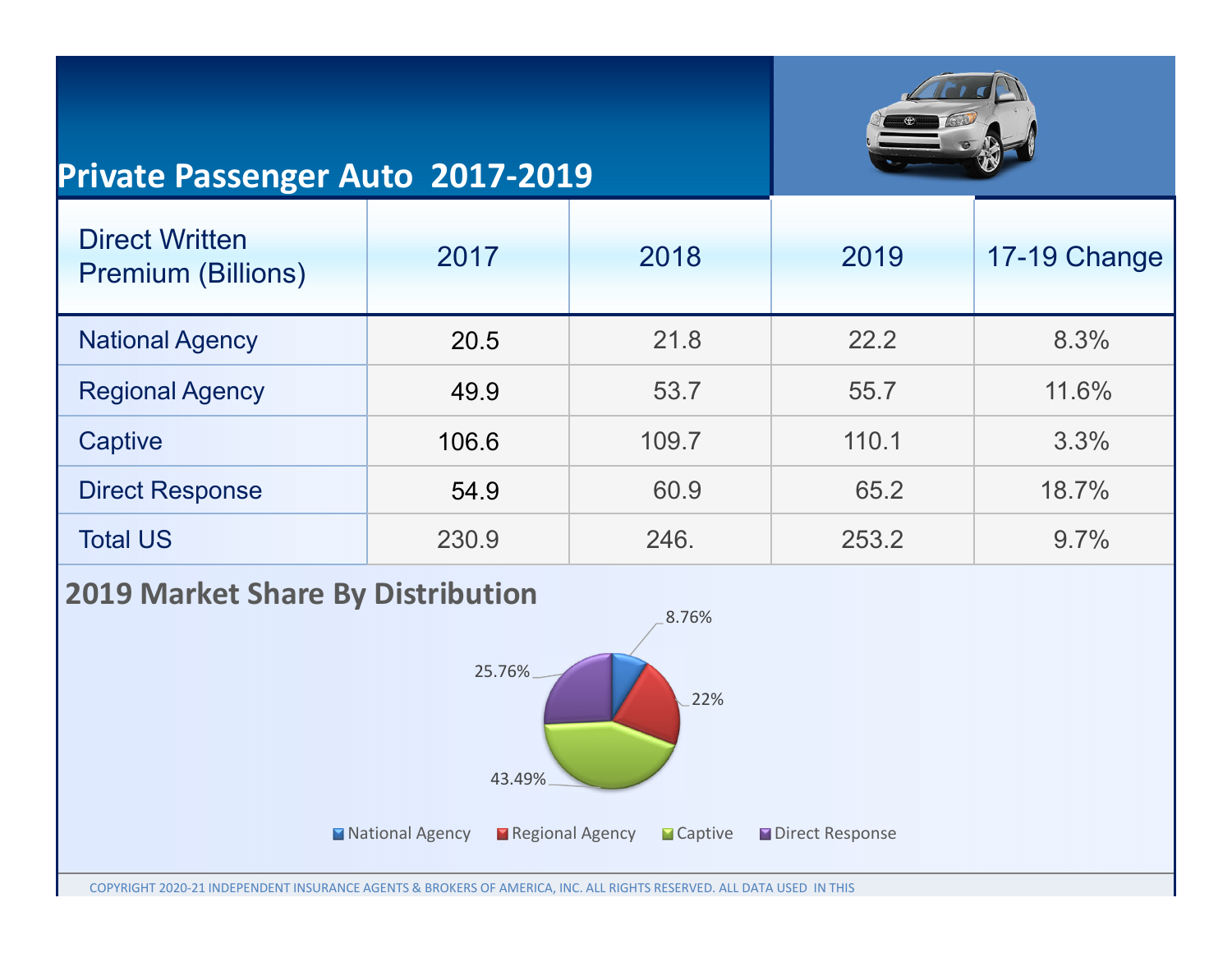# Private Passenger Auto 2017-2019

| Direct Written Premium (Billions) | 2017 | 2018 | 2019 | 17-19 Change |
|---|---|---|---|---|
| National Agency | 20.5 | 21.8 | 22.2 | 8.3% |
| Regional Agency | 49.9 | 53.7 | 55.7 | 11.6% |
| Captive | 106.6 | 109.7 | 110.1 | 3.3% |
| Direct Response | 54.9 | 60.9 | 65.2 | 18.7% |
| Total US | 230.9 | 246. | 253.2 | 9.7% |

## 2019 Market Share By Distribution

| Distribution | Share |
|---|---|
| National Agency | 8.76% |
| Regional Agency | 22% |
| Captive | 43.49% |
| Direct Response | 25.76% |

COPYRIGHT 2020-21 INDEPENDENT INSURANCE AGENTS & BROKERS OF AMERICA, INC. ALL RIGHTS RESERVED. ALL DATA USED IN THIS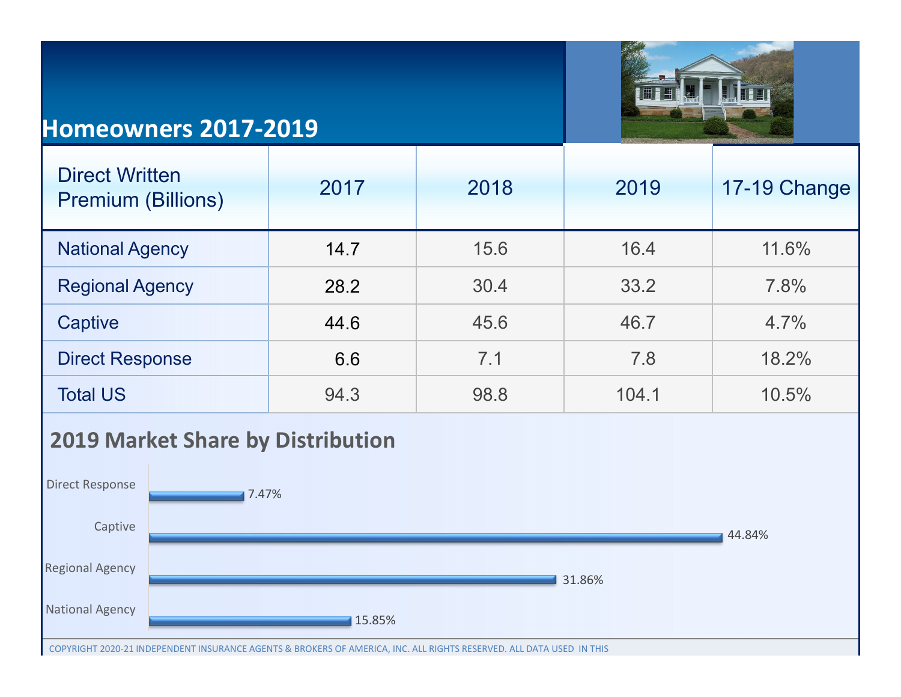# Homeowners 2017-2019

| Direct Written Premium (Billions) | 2017 | 2018 | 2019 | 17-19 Change |
|---|---|---|---|---|
| National Agency | 14.7 | 15.6 | 16.4 | 11.6% |
| Regional Agency | 28.2 | 30.4 | 33.2 | 7.8% |
| Captive | 44.6 | 45.6 | 46.7 | 4.7% |
| Direct Response | 6.6 | 7.1 | 7.8 | 18.2% |
| Total US | 94.3 | 98.8 | 104.1 | 10.5% |

## 2019 Market Share by Distribution

| Distribution | Market Share |
|---|---|
| Direct Response | 7.47% |
| Captive | 44.84% |
| Regional Agency | 31.86% |
| National Agency | 15.85% |

COPYRIGHT 2020-21 INDEPENDENT INSURANCE AGENTS & BROKERS OF AMERICA, INC. ALL RIGHTS RESERVED. ALL DATA USED IN THIS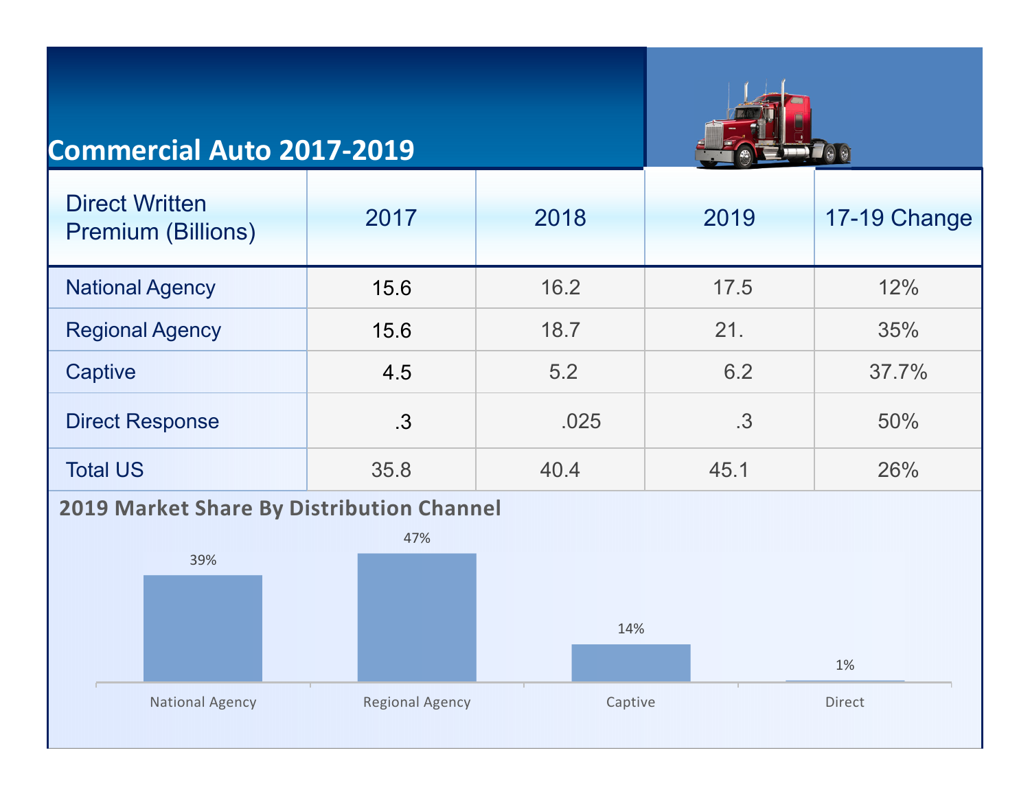# Commercial Auto 2017-2019

| Direct Written Premium (Billions) | 2017 | 2018 | 2019 | 17-19 Change |
|---|---|---|---|---|
| National Agency | 15.6 | 16.2 | 17.5 | 12% |
| Regional Agency | 15.6 | 18.7 | 21. | 35% |
| Captive | 4.5 | 5.2 | 6.2 | 37.7% |
| Direct Response | .3 | .025 | .3 | 50% |
| Total US | 35.8 | 40.4 | 45.1 | 26% |

## 2019 Market Share By Distribution Channel

| National Agency | Regional Agency | Captive | Direct |
|---|---|---|---|
| 39% | 47% | 14% | 1% |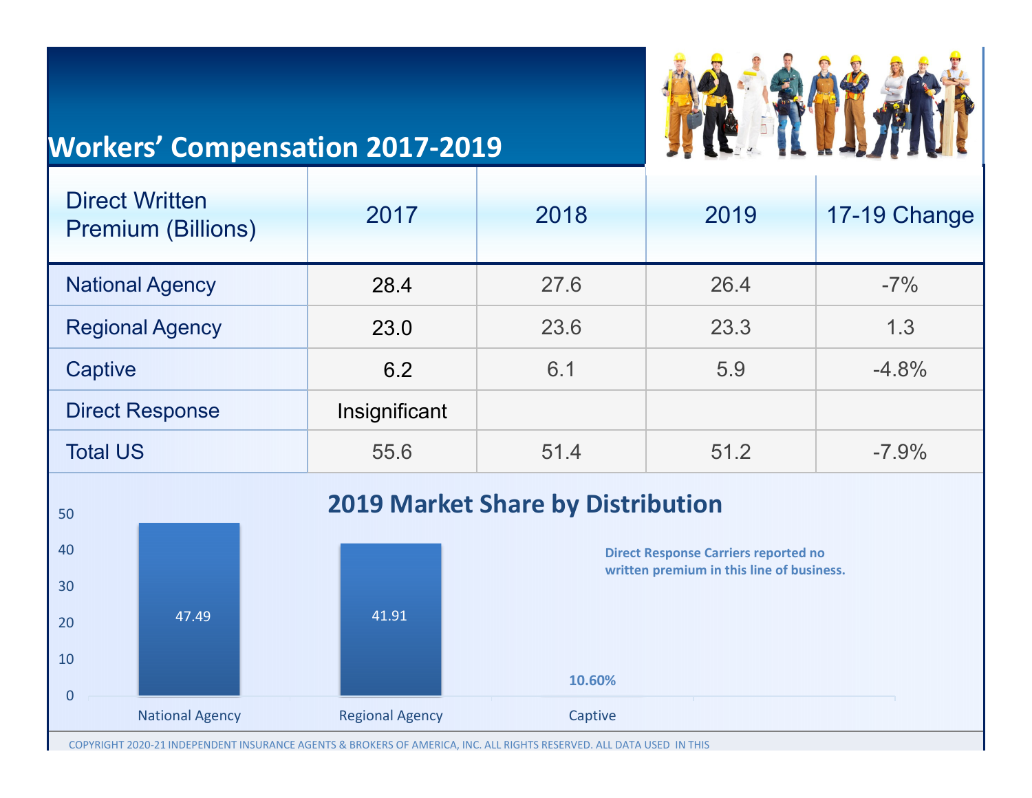# Workers' Compensation 2017-2019

| Direct Written Premium (Billions) | 2017 | 2018 | 2019 | 17-19 Change |
|---|---|---|---|---|
| National Agency | 28.4 | 27.6 | 26.4 | -7% |
| Regional Agency | 23.0 | 23.6 | 23.3 | 1.3 |
| Captive | 6.2 | 6.1 | 5.9 | -4.8% |
| Direct Response | Insignificant | | | |
| Total US | 55.6 | 51.4 | 51.2 | -7.9% |

## 2019 Market Share by Distribution

| Distribution | Market Share |
|---|---|
| National Agency | 47.49 |
| Regional Agency | 41.91 |
| Captive | 10.60% |

**Direct Response Carriers reported no written premium in this line of business.**

COPYRIGHT 2020-21 INDEPENDENT INSURANCE AGENTS & BROKERS OF AMERICA, INC. ALL RIGHTS RESERVED. ALL DATA USED IN THIS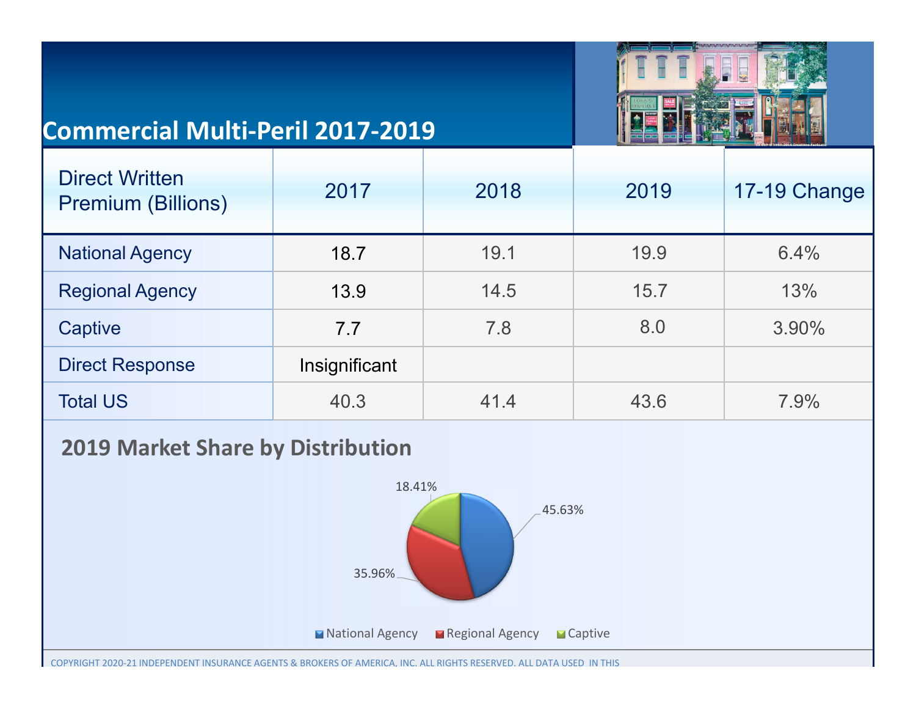# Commercial Multi-Peril 2017-2019

| Direct Written Premium (Billions) | 2017 | 2018 | 2019 | 17-19 Change |
|---|---|---|---|---|
| National Agency | 18.7 | 19.1 | 19.9 | 6.4% |
| Regional Agency | 13.9 | 14.5 | 15.7 | 13% |
| Captive | 7.7 | 7.8 | 8.0 | 3.90% |
| Direct Response | Insignificant | | | |
| Total US | 40.3 | 41.4 | 43.6 | 7.9% |

## 2019 Market Share by Distribution

- National Agency: 45.63%
- Regional Agency: 35.96%
- Captive: 18.41%

COPYRIGHT 2020-21 INDEPENDENT INSURANCE AGENTS & BROKERS OF AMERICA, INC. ALL RIGHTS RESERVED. ALL DATA USED IN THIS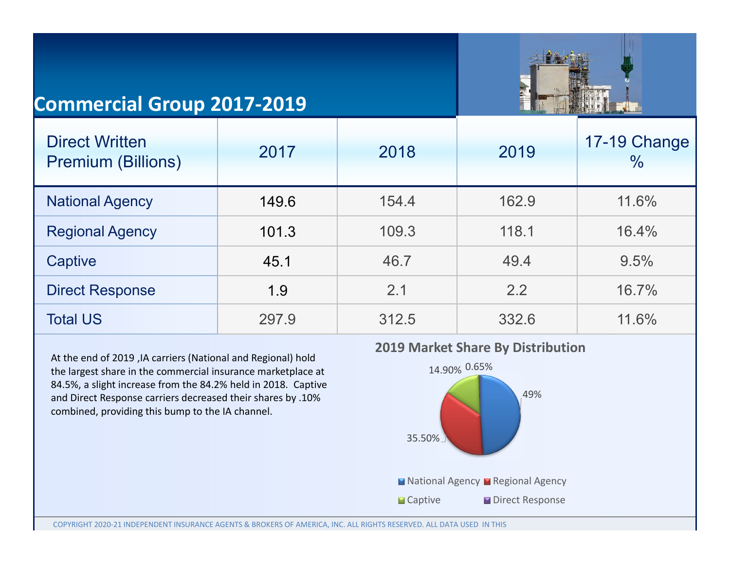# Commercial Group 2017-2019

| Direct Written Premium (Billions) | 2017 | 2018 | 2019 | 17-19 Change % |
|---|---|---|---|---|
| National Agency | 149.6 | 154.4 | 162.9 | 11.6% |
| Regional Agency | 101.3 | 109.3 | 118.1 | 16.4% |
| Captive | 45.1 | 46.7 | 49.4 | 9.5% |
| Direct Response | 1.9 | 2.1 | 2.2 | 16.7% |
| Total US | 297.9 | 312.5 | 332.6 | 11.6% |

At the end of 2019 ,IA carriers (National and Regional) hold the largest share in the commercial insurance marketplace at 84.5%, a slight increase from the 84.2% held in 2018. Captive and Direct Response carriers decreased their shares by .10% combined, providing this bump to the IA channel.

**2019 Market Share By Distribution**

- National Agency: 49%
- Regional Agency: 35.50%
- Captive: 14.90%
- Direct Response: 0.65%

COPYRIGHT 2020-21 INDEPENDENT INSURANCE AGENTS & BROKERS OF AMERICA, INC. ALL RIGHTS RESERVED. ALL DATA USED IN THIS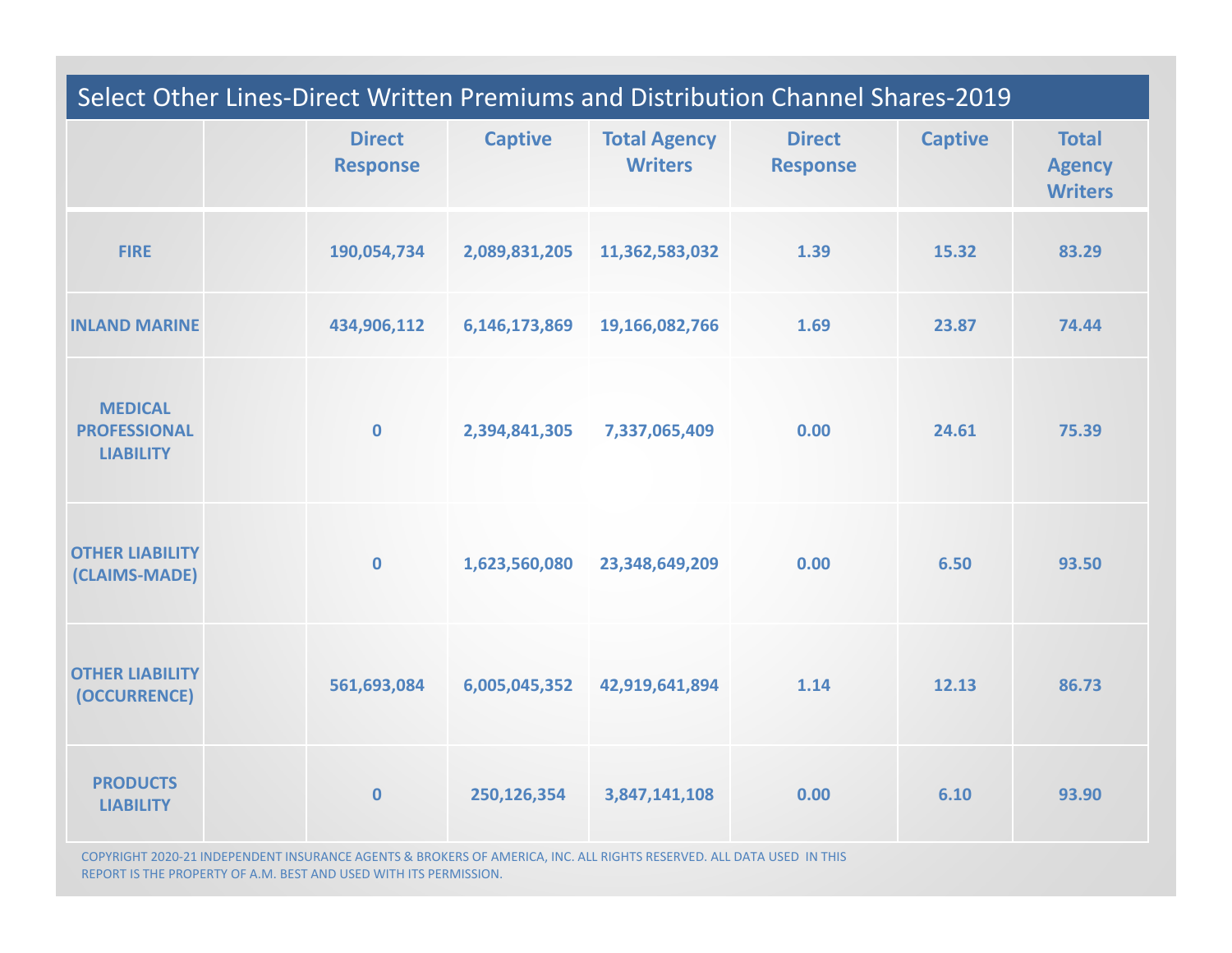# Select Other Lines-Direct Written Premiums and Distribution Channel Shares-2019

| | Direct Response | Captive | Total Agency Writers | Direct Response | Captive | Total Agency Writers |
|---|---|---|---|---|---|---|
| FIRE | 190,054,734 | 2,089,831,205 | 11,362,583,032 | 1.39 | 15.32 | 83.29 |
| INLAND MARINE | 434,906,112 | 6,146,173,869 | 19,166,082,766 | 1.69 | 23.87 | 74.44 |
| MEDICAL PROFESSIONAL LIABILITY | 0 | 2,394,841,305 | 7,337,065,409 | 0.00 | 24.61 | 75.39 |
| OTHER LIABILITY (CLAIMS-MADE) | 0 | 1,623,560,080 | 23,348,649,209 | 0.00 | 6.50 | 93.50 |
| OTHER LIABILITY (OCCURRENCE) | 561,693,084 | 6,005,045,352 | 42,919,641,894 | 1.14 | 12.13 | 86.73 |
| PRODUCTS LIABILITY | 0 | 250,126,354 | 3,847,141,108 | 0.00 | 6.10 | 93.90 |

COPYRIGHT 2020-21 INDEPENDENT INSURANCE AGENTS & BROKERS OF AMERICA, INC. ALL RIGHTS RESERVED. ALL DATA USED IN THIS REPORT IS THE PROPERTY OF A.M. BEST AND USED WITH ITS PERMISSION.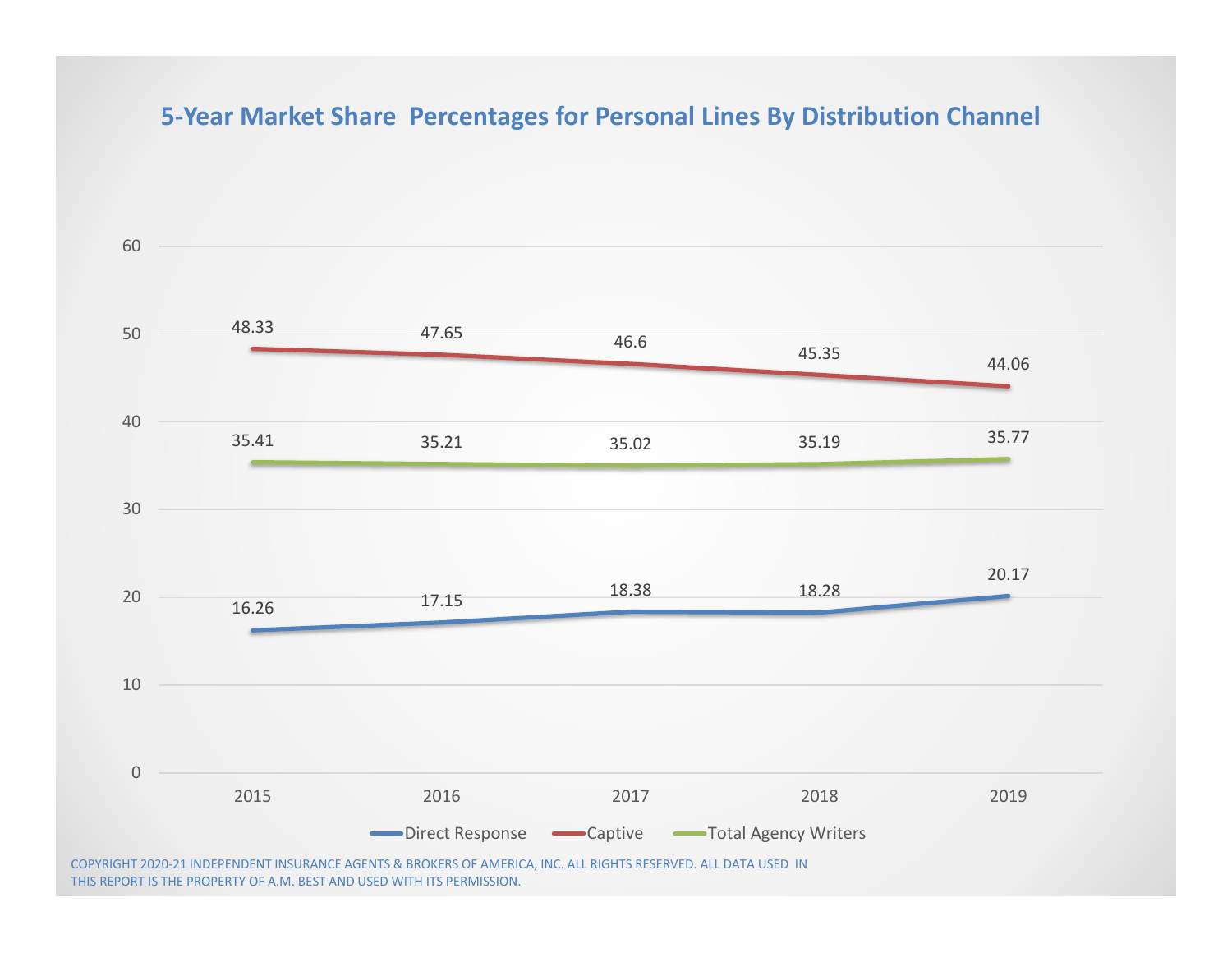## 5-Year Market Share Percentages for Personal Lines By Distribution Channel

| | 2015 | 2016 | 2017 | 2018 | 2019 |
|---|---|---|---|---|---|
| Direct Response | 16.26 | 17.15 | 18.38 | 18.28 | 20.17 |
| Captive | 48.33 | 47.65 | 46.6 | 45.35 | 44.06 |
| Total Agency Writers | 35.41 | 35.21 | 35.02 | 35.19 | 35.77 |

COPYRIGHT 2020-21 INDEPENDENT INSURANCE AGENTS & BROKERS OF AMERICA, INC. ALL RIGHTS RESERVED. ALL DATA USED IN THIS REPORT IS THE PROPERTY OF A.M. BEST AND USED WITH ITS PERMISSION.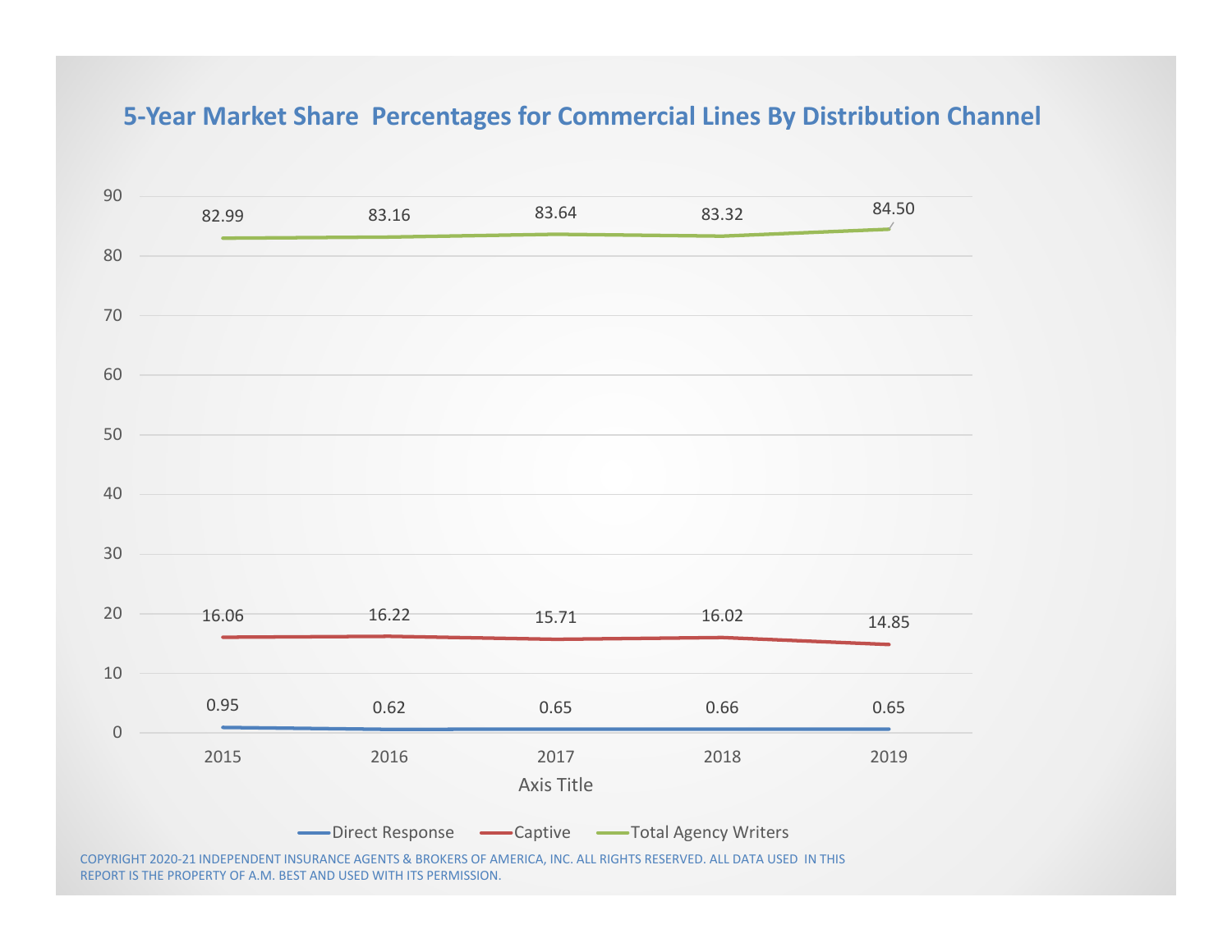## 5-Year Market Share Percentages for Commercial Lines By Distribution Channel

| Axis Title | 2015 | 2016 | 2017 | 2018 | 2019 |
|---|---|---|---|---|---|
| Direct Response | 0.95 | 0.62 | 0.65 | 0.66 | 0.65 |
| Captive | 16.06 | 16.22 | 15.71 | 16.02 | 14.85 |
| Total Agency Writers | 82.99 | 83.16 | 83.64 | 83.32 | 84.50 |

COPYRIGHT 2020-21 INDEPENDENT INSURANCE AGENTS & BROKERS OF AMERICA, INC. ALL RIGHTS RESERVED. ALL DATA USED IN THIS REPORT IS THE PROPERTY OF A.M. BEST AND USED WITH ITS PERMISSION.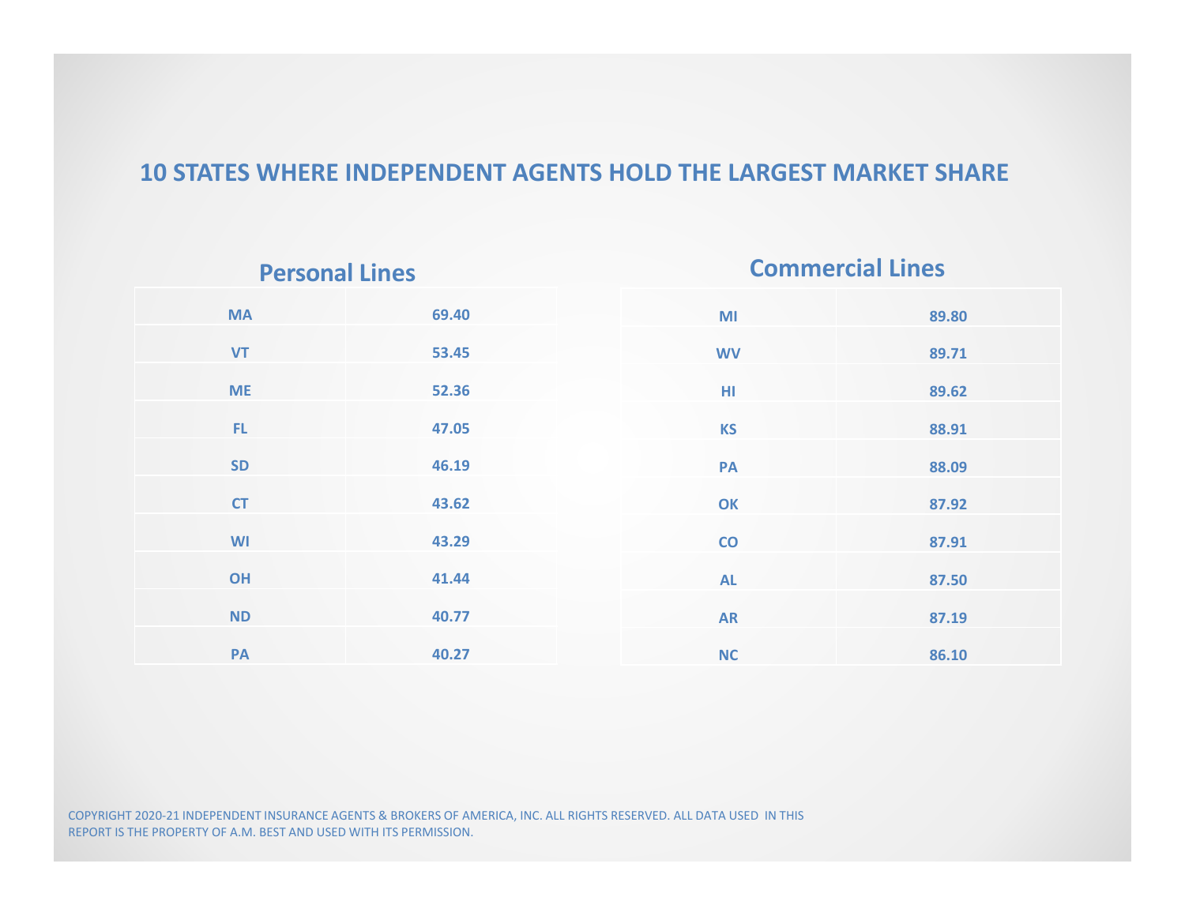## 10 STATES WHERE INDEPENDENT AGENTS HOLD THE LARGEST MARKET SHARE

### Personal Lines

| | |
|---|---|
| MA | 69.40 |
| VT | 53.45 |
| ME | 52.36 |
| FL | 47.05 |
| SD | 46.19 |
| CT | 43.62 |
| WI | 43.29 |
| OH | 41.44 |
| ND | 40.77 |
| PA | 40.27 |

### Commercial Lines

| | |
|---|---|
| MI | 89.80 |
| WV | 89.71 |
| HI | 89.62 |
| KS | 88.91 |
| PA | 88.09 |
| OK | 87.92 |
| CO | 87.91 |
| AL | 87.50 |
| AR | 87.19 |
| NC | 86.10 |

COPYRIGHT 2020-21 INDEPENDENT INSURANCE AGENTS & BROKERS OF AMERICA, INC. ALL RIGHTS RESERVED. ALL DATA USED IN THIS REPORT IS THE PROPERTY OF A.M. BEST AND USED WITH ITS PERMISSION.